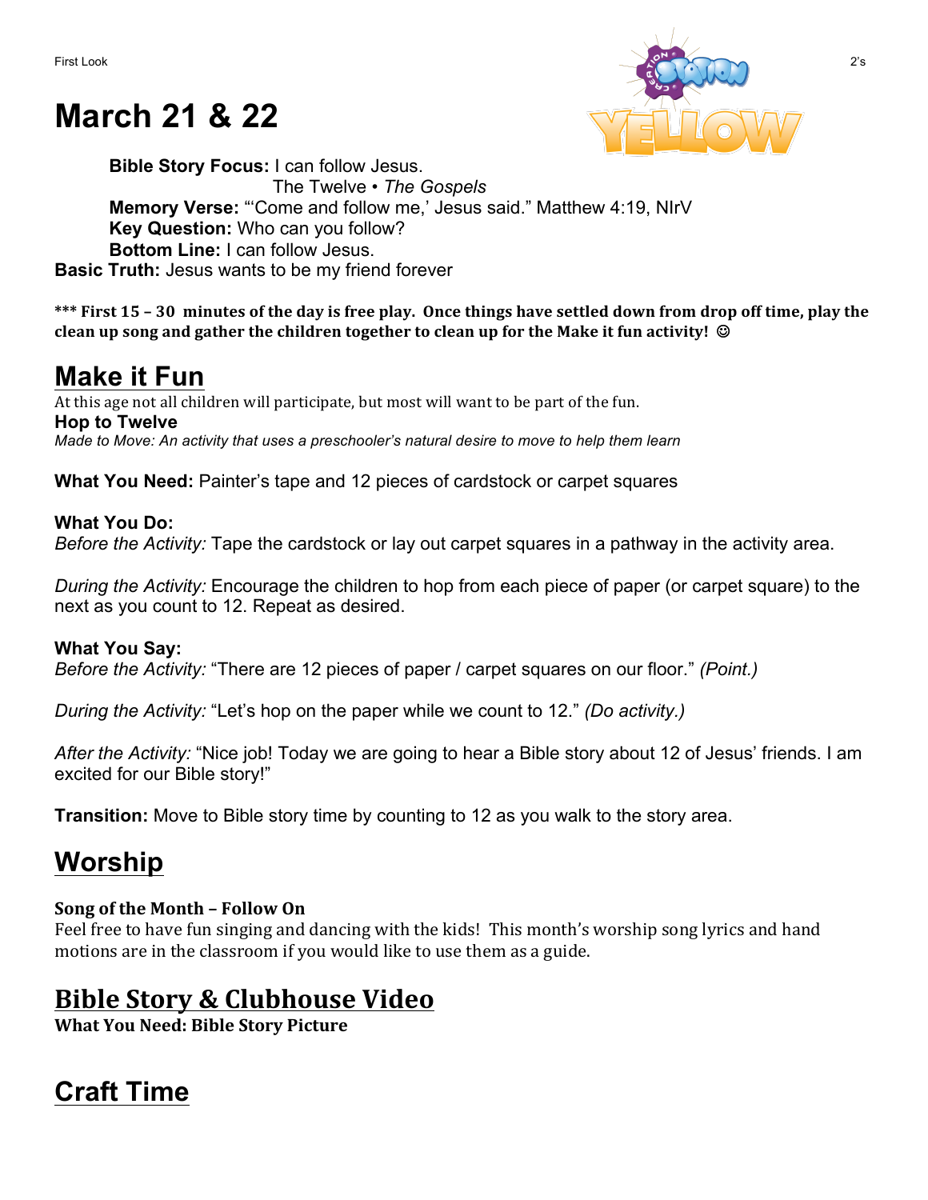# March 21 & 22

**Bible Story Focus:** I can follow Jesus.
The Twelve • *The Gospels*
**Memory Verse:** "'Come and follow me,' Jesus said." Matthew 4:19, NIrV
**Key Question:** Who can you follow?
**Bottom Line:** I can follow Jesus.
**Basic Truth:** Jesus wants to be my friend forever

**\*\*\* First 15 – 30 minutes of the day is free play. Once things have settled down from drop off time, play the clean up song and gather the children together to clean up for the Make it fun activity! ☺**

## Make it Fun

At this age not all children will participate, but most will want to be part of the fun.

**Hop to Twelve**

*Made to Move: An activity that uses a preschooler's natural desire to move to help them learn*

**What You Need:** Painter's tape and 12 pieces of cardstock or carpet squares

**What You Do:**

*Before the Activity:* Tape the cardstock or lay out carpet squares in a pathway in the activity area.

*During the Activity:* Encourage the children to hop from each piece of paper (or carpet square) to the next as you count to 12. Repeat as desired.

**What You Say:**

*Before the Activity:* "There are 12 pieces of paper / carpet squares on our floor." *(Point.)*

*During the Activity:* "Let's hop on the paper while we count to 12." *(Do activity.)*

*After the Activity:* "Nice job! Today we are going to hear a Bible story about 12 of Jesus' friends. I am excited for our Bible story!"

**Transition:** Move to Bible story time by counting to 12 as you walk to the story area.

## Worship

**Song of the Month – Follow On**

Feel free to have fun singing and dancing with the kids! This month's worship song lyrics and hand motions are in the classroom if you would like to use them as a guide.

## Bible Story & Clubhouse Video

**What You Need: Bible Story Picture**

## Craft Time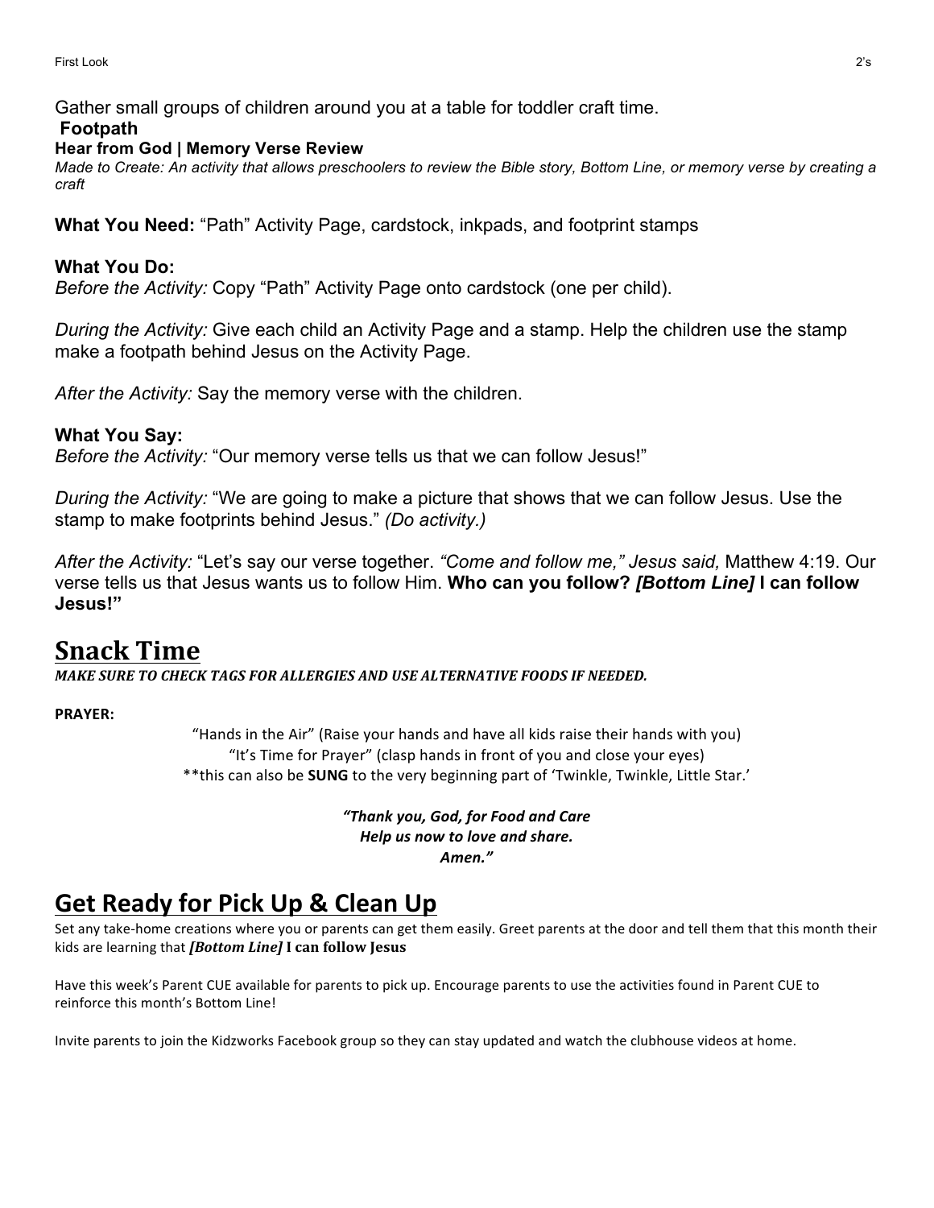Gather small groups of children around you at a table for toddler craft time.

**Footpath**

**Hear from God | Memory Verse Review**

*Made to Create: An activity that allows preschoolers to review the Bible story, Bottom Line, or memory verse by creating a craft*

**What You Need:** "Path" Activity Page, cardstock, inkpads, and footprint stamps

**What You Do:**

*Before the Activity:* Copy "Path" Activity Page onto cardstock (one per child).

*During the Activity:* Give each child an Activity Page and a stamp. Help the children use the stamp make a footpath behind Jesus on the Activity Page.

*After the Activity:* Say the memory verse with the children.

**What You Say:**

*Before the Activity:* "Our memory verse tells us that we can follow Jesus!"

*During the Activity:* "We are going to make a picture that shows that we can follow Jesus. Use the stamp to make footprints behind Jesus." *(Do activity.)*

*After the Activity:* "Let's say our verse together. *"Come and follow me," Jesus said,* Matthew 4:19. Our verse tells us that Jesus wants us to follow Him. **Who can you follow? *[Bottom Line]* I can follow Jesus!"**

## Snack Time

***MAKE SURE TO CHECK TAGS FOR ALLERGIES AND USE ALTERNATIVE FOODS IF NEEDED.***

**PRAYER:**

"Hands in the Air" (Raise your hands and have all kids raise their hands with you)
"It's Time for Prayer" (clasp hands in front of you and close your eyes)
**this can also be **SUNG** to the very beginning part of 'Twinkle, Twinkle, Little Star.'

***"Thank you, God, for Food and Care***
***Help us now to love and share.***
***Amen."***

## Get Ready for Pick Up & Clean Up

Set any take-home creations where you or parents can get them easily. Greet parents at the door and tell them that this month their kids are learning that ***[Bottom Line]* I can follow Jesus**

Have this week's Parent CUE available for parents to pick up. Encourage parents to use the activities found in Parent CUE to reinforce this month's Bottom Line!

Invite parents to join the Kidzworks Facebook group so they can stay updated and watch the clubhouse videos at home.